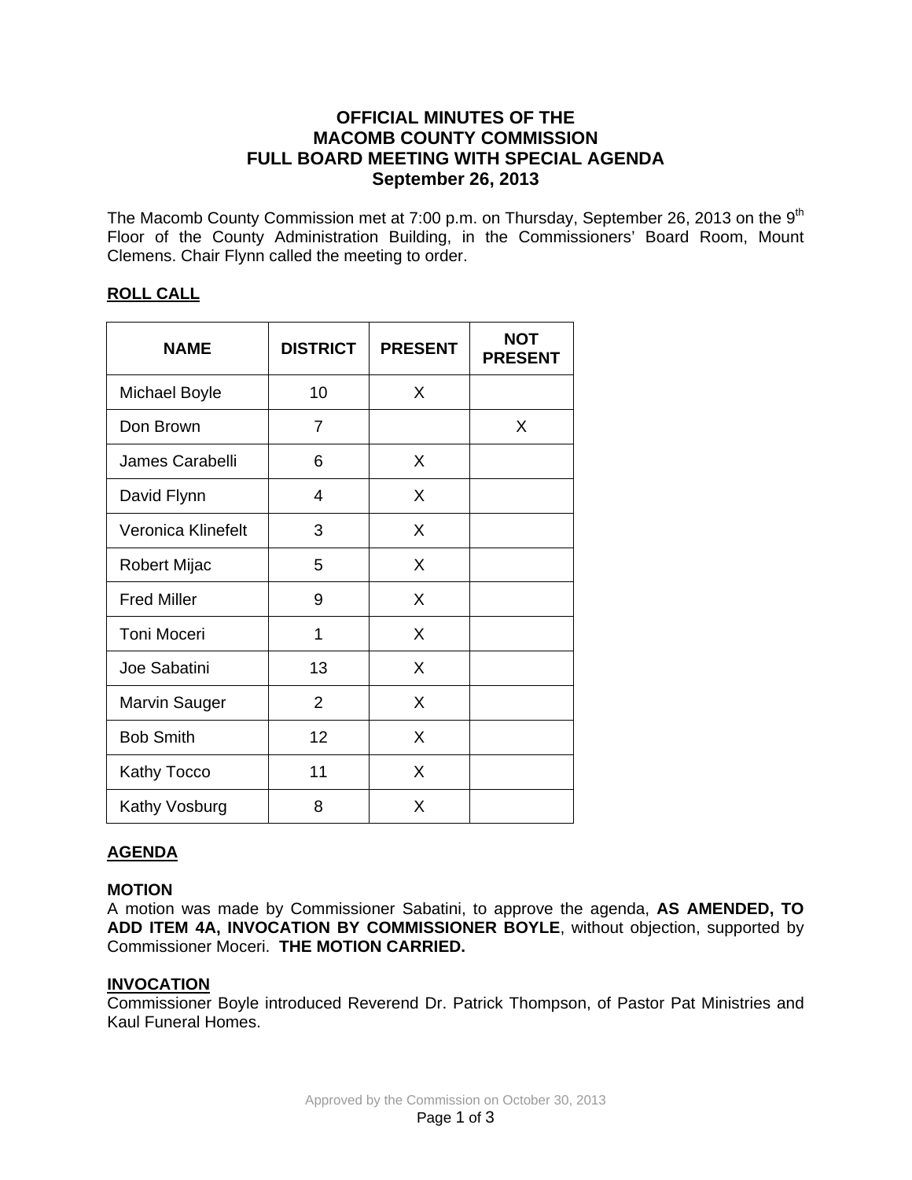# OFFICIAL MINUTES OF THE MACOMB COUNTY COMMISSION FULL BOARD MEETING WITH SPECIAL AGENDA September 26, 2013

The Macomb County Commission met at 7:00 p.m. on Thursday, September 26, 2013 on the 9th Floor of the County Administration Building, in the Commissioners' Board Room, Mount Clemens. Chair Flynn called the meeting to order.

## ROLL CALL

| NAME | DISTRICT | PRESENT | NOT PRESENT |
|---|---|---|---|
| Michael Boyle | 10 | X | |
| Don Brown | 7 | | X |
| James Carabelli | 6 | X | |
| David Flynn | 4 | X | |
| Veronica Klinefelt | 3 | X | |
| Robert Mijac | 5 | X | |
| Fred Miller | 9 | X | |
| Toni Moceri | 1 | X | |
| Joe Sabatini | 13 | X | |
| Marvin Sauger | 2 | X | |
| Bob Smith | 12 | X | |
| Kathy Tocco | 11 | X | |
| Kathy Vosburg | 8 | X | |

## AGENDA

### MOTION

A motion was made by Commissioner Sabatini, to approve the agenda, **AS AMENDED, TO ADD ITEM 4A, INVOCATION BY COMMISSIONER BOYLE**, without objection, supported by Commissioner Moceri. **THE MOTION CARRIED.**

## INVOCATION

Commissioner Boyle introduced Reverend Dr. Patrick Thompson, of Pastor Pat Ministries and Kaul Funeral Homes.

Approved by the Commission on October 30, 2013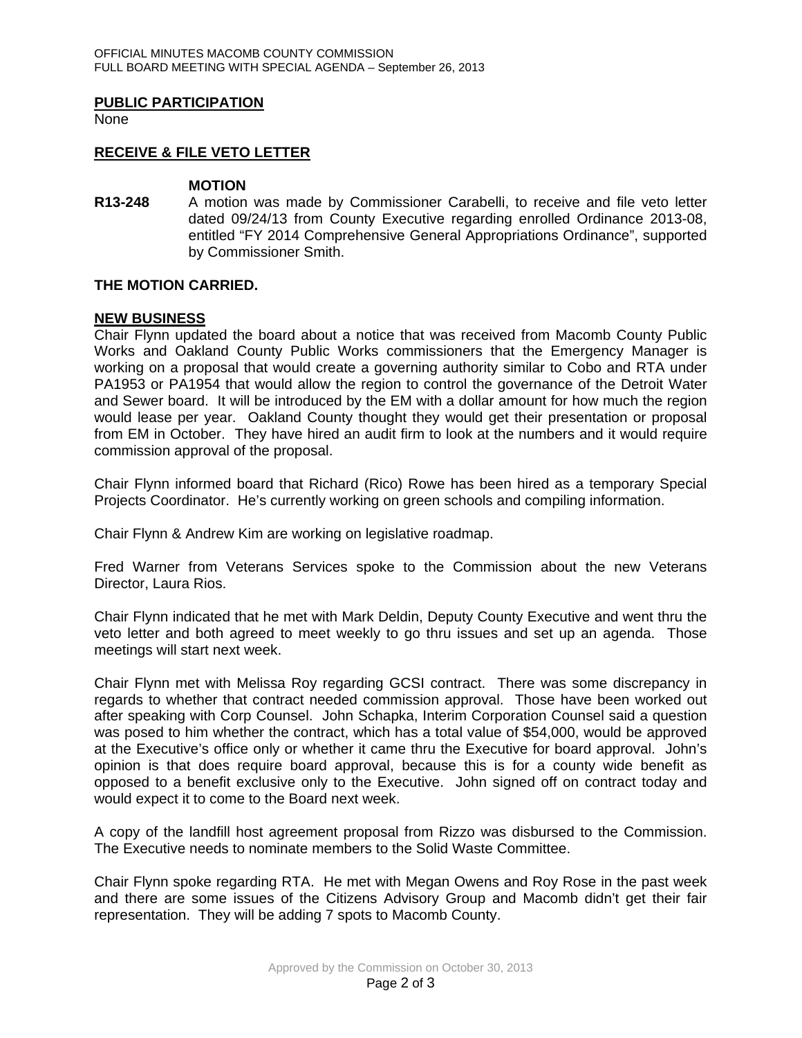## PUBLIC PARTICIPATION

None

## RECEIVE & FILE VETO LETTER

**MOTION**

**R13-248** A motion was made by Commissioner Carabelli, to receive and file veto letter dated 09/24/13 from County Executive regarding enrolled Ordinance 2013-08, entitled "FY 2014 Comprehensive General Appropriations Ordinance", supported by Commissioner Smith.

**THE MOTION CARRIED.**

## NEW BUSINESS

Chair Flynn updated the board about a notice that was received from Macomb County Public Works and Oakland County Public Works commissioners that the Emergency Manager is working on a proposal that would create a governing authority similar to Cobo and RTA under PA1953 or PA1954 that would allow the region to control the governance of the Detroit Water and Sewer board. It will be introduced by the EM with a dollar amount for how much the region would lease per year. Oakland County thought they would get their presentation or proposal from EM in October. They have hired an audit firm to look at the numbers and it would require commission approval of the proposal.

Chair Flynn informed board that Richard (Rico) Rowe has been hired as a temporary Special Projects Coordinator. He's currently working on green schools and compiling information.

Chair Flynn & Andrew Kim are working on legislative roadmap.

Fred Warner from Veterans Services spoke to the Commission about the new Veterans Director, Laura Rios.

Chair Flynn indicated that he met with Mark Deldin, Deputy County Executive and went thru the veto letter and both agreed to meet weekly to go thru issues and set up an agenda. Those meetings will start next week.

Chair Flynn met with Melissa Roy regarding GCSI contract. There was some discrepancy in regards to whether that contract needed commission approval. Those have been worked out after speaking with Corp Counsel. John Schapka, Interim Corporation Counsel said a question was posed to him whether the contract, which has a total value of $54,000, would be approved at the Executive's office only or whether it came thru the Executive for board approval. John's opinion is that does require board approval, because this is for a county wide benefit as opposed to a benefit exclusive only to the Executive. John signed off on contract today and would expect it to come to the Board next week.

A copy of the landfill host agreement proposal from Rizzo was disbursed to the Commission. The Executive needs to nominate members to the Solid Waste Committee.

Chair Flynn spoke regarding RTA. He met with Megan Owens and Roy Rose in the past week and there are some issues of the Citizens Advisory Group and Macomb didn't get their fair representation. They will be adding 7 spots to Macomb County.

Approved by the Commission on October 30, 2013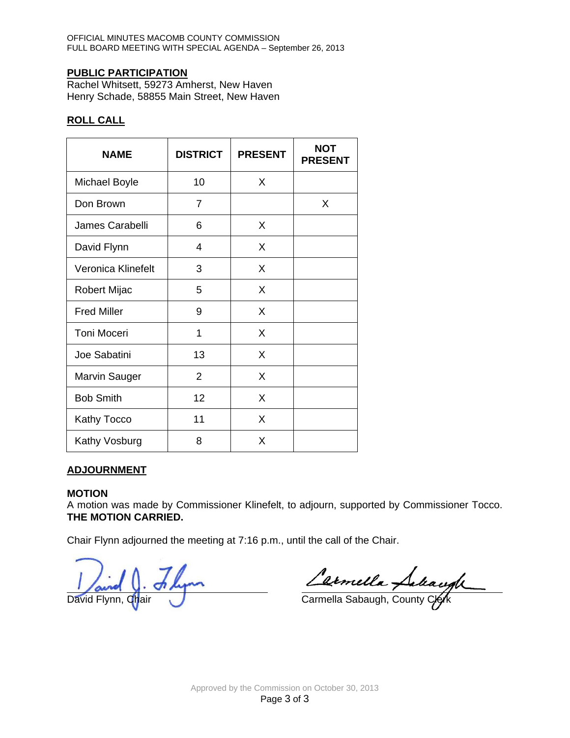## PUBLIC PARTICIPATION

Rachel Whitsett, 59273 Amherst, New Haven
Henry Schade, 58855 Main Street, New Haven

## ROLL CALL

| NAME | DISTRICT | PRESENT | NOT PRESENT |
|---|---|---|---|
| Michael Boyle | 10 | X | |
| Don Brown | 7 | | X |
| James Carabelli | 6 | X | |
| David Flynn | 4 | X | |
| Veronica Klinefelt | 3 | X | |
| Robert Mijac | 5 | X | |
| Fred Miller | 9 | X | |
| Toni Moceri | 1 | X | |
| Joe Sabatini | 13 | X | |
| Marvin Sauger | 2 | X | |
| Bob Smith | 12 | X | |
| Kathy Tocco | 11 | X | |
| Kathy Vosburg | 8 | X | |

## ADJOURNMENT

**MOTION**
A motion was made by Commissioner Klinefelt, to adjourn, supported by Commissioner Tocco. **THE MOTION CARRIED.**

Chair Flynn adjourned the meeting at 7:16 p.m., until the call of the Chair.

David Flynn, Chair

Carmella Sabaugh, County Clerk

Approved by the Commission on October 30, 2013